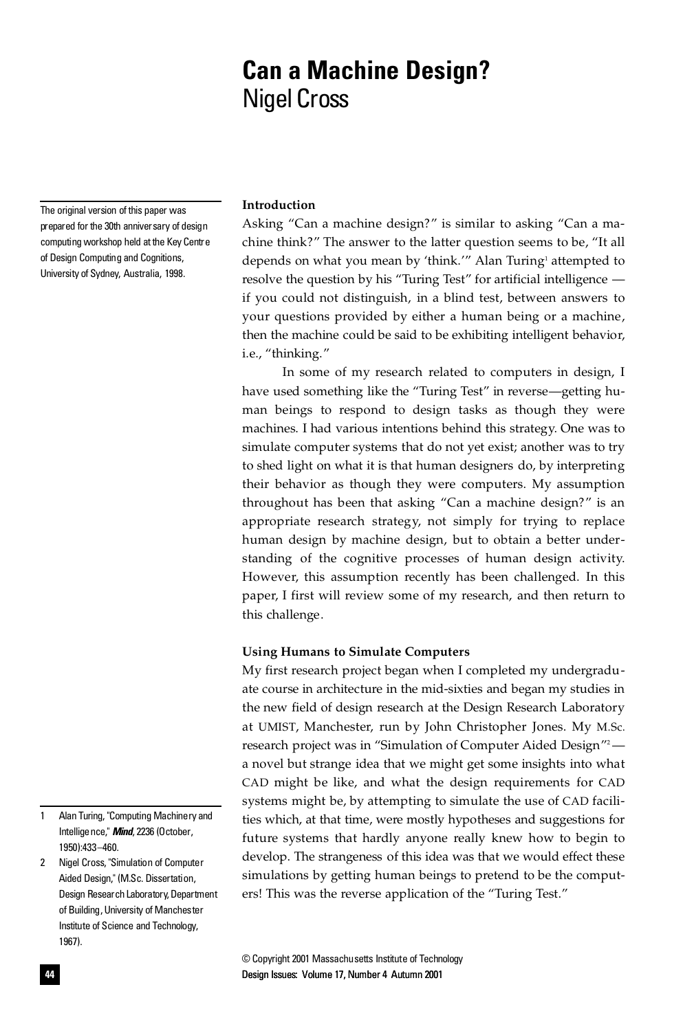# Can a Machine Design?

Nigel Cross

The original version of this paper was prepared for the 30th anniversary of design computing workshop held at the Key Centre of Design Computing and Cognitions, University of Sydney, Australia, 1998.

### Introduction

Asking "Can a machine design?" is similar to asking "Can a machine think?" The answer to the latter question seems to be, "It all depends on what you mean by 'think.'" Alan Turing[1] attempted to resolve the question by his "Turing Test" for artificial intelligence — if you could not distinguish, in a blind test, between answers to your questions provided by either a human being or a machine, then the machine could be said to be exhibiting intelligent behavior, i.e., "thinking."

In some of my research related to computers in design, I have used something like the "Turing Test" in reverse—getting human beings to respond to design tasks as though they were machines. I had various intentions behind this strategy. One was to simulate computer systems that do not yet exist; another was to try to shed light on what it is that human designers do, by interpreting their behavior as though they were computers. My assumption throughout has been that asking "Can a machine design?" is an appropriate research strategy, not simply for trying to replace human design by machine design, but to obtain a better understanding of the cognitive processes of human design activity. However, this assumption recently has been challenged. In this paper, I first will review some of my research, and then return to this challenge.

### Using Humans to Simulate Computers

My first research project began when I completed my undergraduate course in architecture in the mid-sixties and began my studies in the new field of design research at the Design Research Laboratory at UMIST, Manchester, run by John Christopher Jones. My M.Sc. research project was in "Simulation of Computer Aided Design"[2]— a novel but strange idea that we might get some insights into what CAD might be like, and what the design requirements for CAD systems might be, by attempting to simulate the use of CAD facilities which, at that time, were mostly hypotheses and suggestions for future systems that hardly anyone really knew how to begin to develop. The strangeness of this idea was that we would effect these simulations by getting human beings to pretend to be the computers! This was the reverse application of the "Turing Test."

1 Alan Turing, "Computing Machinery and Intelligence," ***Mind***, 2236 (October, 1950):433–460.

2 Nigel Cross, "Simulation of Computer Aided Design," (M.Sc. Dissertation, Design Research Laboratory, Department of Building, University of Manchester Institute of Science and Technology, 1967).

© Copyright 2001 Massachusetts Institute of Technology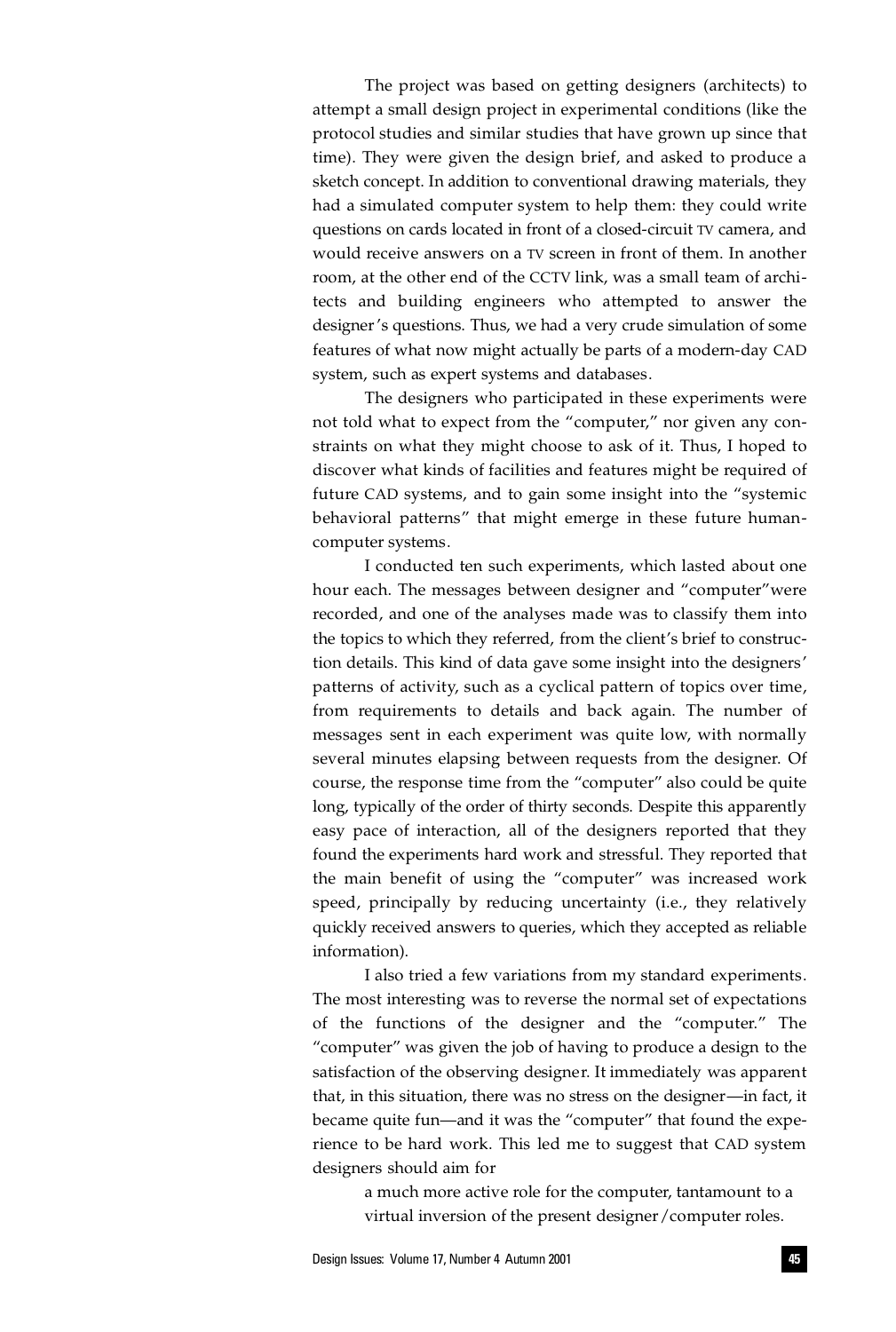The project was based on getting designers (architects) to attempt a small design project in experimental conditions (like the protocol studies and similar studies that have grown up since that time). They were given the design brief, and asked to produce a sketch concept. In addition to conventional drawing materials, they had a simulated computer system to help them: they could write questions on cards located in front of a closed-circuit TV camera, and would receive answers on a TV screen in front of them. In another room, at the other end of the CCTV link, was a small team of architects and building engineers who attempted to answer the designer's questions. Thus, we had a very crude simulation of some features of what now might actually be parts of a modern-day CAD system, such as expert systems and databases.

The designers who participated in these experiments were not told what to expect from the "computer," nor given any constraints on what they might choose to ask of it. Thus, I hoped to discover what kinds of facilities and features might be required of future CAD systems, and to gain some insight into the "systemic behavioral patterns" that might emerge in these future human-computer systems.

I conducted ten such experiments, which lasted about one hour each. The messages between designer and "computer" were recorded, and one of the analyses made was to classify them into the topics to which they referred, from the client's brief to construction details. This kind of data gave some insight into the designers' patterns of activity, such as a cyclical pattern of topics over time, from requirements to details and back again. The number of messages sent in each experiment was quite low, with normally several minutes elapsing between requests from the designer. Of course, the response time from the "computer" also could be quite long, typically of the order of thirty seconds. Despite this apparently easy pace of interaction, all of the designers reported that they found the experiments hard work and stressful. They reported that the main benefit of using the "computer" was increased work speed, principally by reducing uncertainty (i.e., they relatively quickly received answers to queries, which they accepted as reliable information).

I also tried a few variations from my standard experiments. The most interesting was to reverse the normal set of expectations of the functions of the designer and the "computer." The "computer" was given the job of having to produce a design to the satisfaction of the observing designer. It immediately was apparent that, in this situation, there was no stress on the designer—in fact, it became quite fun—and it was the "computer" that found the experience to be hard work. This led me to suggest that CAD system designers should aim for

> a much more active role for the computer, tantamount to a virtual inversion of the present designer/computer roles.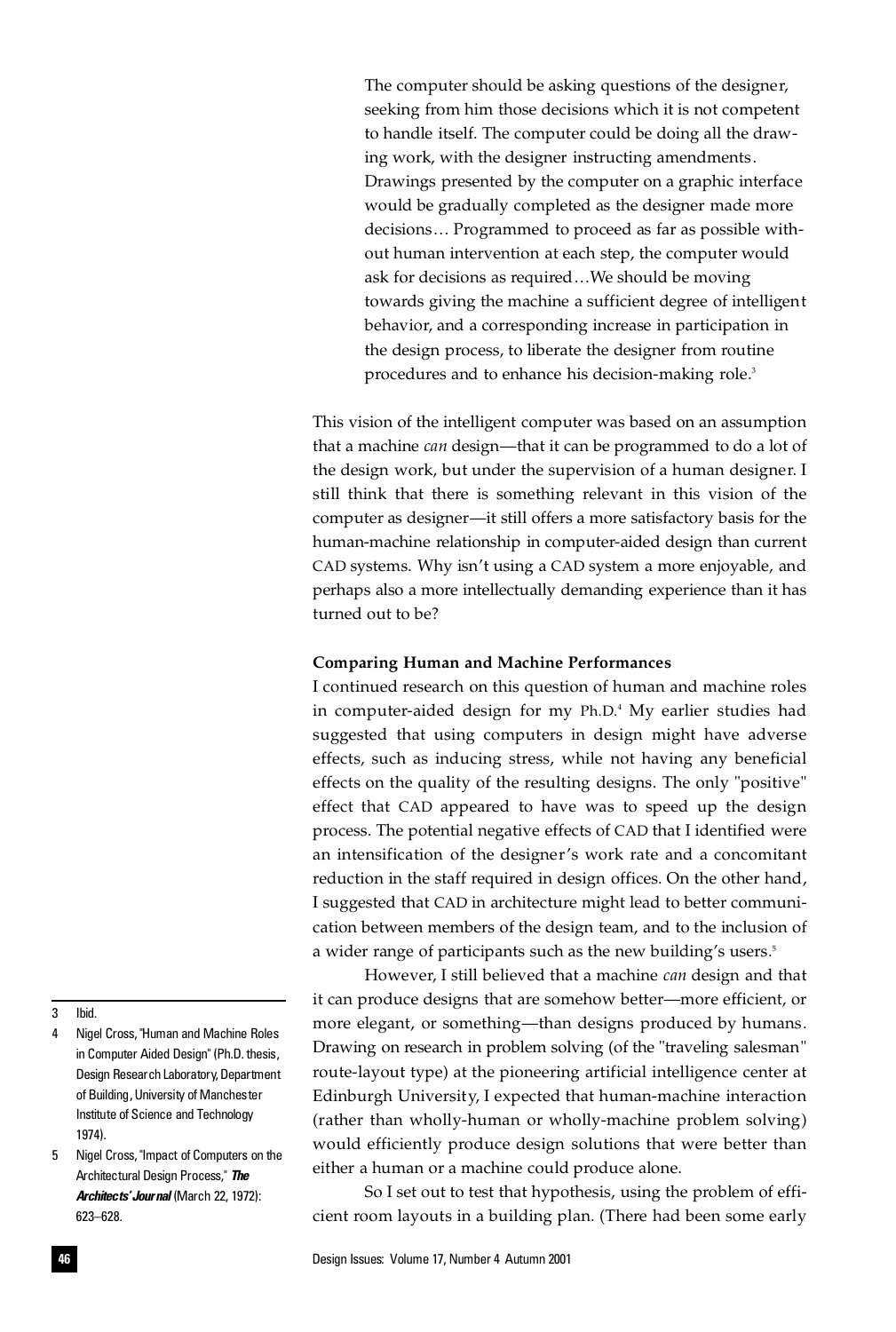> The computer should be asking questions of the designer, seeking from him those decisions which it is not competent to handle itself. The computer could be doing all the drawing work, with the designer instructing amendments. Drawings presented by the computer on a graphic interface would be gradually completed as the designer made more decisions… Programmed to proceed as far as possible without human intervention at each step, the computer would ask for decisions as required…We should be moving towards giving the machine a sufficient degree of intelligent behavior, and a corresponding increase in participation in the design process, to liberate the designer from routine procedures and to enhance his decision-making role.[3]

This vision of the intelligent computer was based on an assumption that a machine *can* design—that it can be programmed to do a lot of the design work, but under the supervision of a human designer. I still think that there is something relevant in this vision of the computer as designer—it still offers a more satisfactory basis for the human-machine relationship in computer-aided design than current CAD systems. Why isn't using a CAD system a more enjoyable, and perhaps also a more intellectually demanding experience than it has turned out to be?

**Comparing Human and Machine Performances**

I continued research on this question of human and machine roles in computer-aided design for my Ph.D.[4] My earlier studies had suggested that using computers in design might have adverse effects, such as inducing stress, while not having any beneficial effects on the quality of the resulting designs. The only "positive" effect that CAD appeared to have was to speed up the design process. The potential negative effects of CAD that I identified were an intensification of the designer's work rate and a concomitant reduction in the staff required in design offices. On the other hand, I suggested that CAD in architecture might lead to better communication between members of the design team, and to the inclusion of a wider range of participants such as the new building's users.[5]

However, I still believed that a machine *can* design and that it can produce designs that are somehow better—more efficient, or more elegant, or something—than designs produced by humans. Drawing on research in problem solving (of the "traveling salesman" route-layout type) at the pioneering artificial intelligence center at Edinburgh University, I expected that human-machine interaction (rather than wholly-human or wholly-machine problem solving) would efficiently produce design solutions that were better than either a human or a machine could produce alone.

So I set out to test that hypothesis, using the problem of efficient room layouts in a building plan. (There had been some early

---

3 Ibid.

4 Nigel Cross, "Human and Machine Roles in Computer Aided Design" (Ph.D. thesis, Design Research Laboratory, Department of Building, University of Manchester Institute of Science and Technology 1974).

5 Nigel Cross, "Impact of Computers on the Architectural Design Process," ***The Architects' Journal*** (March 22, 1972): 623–628.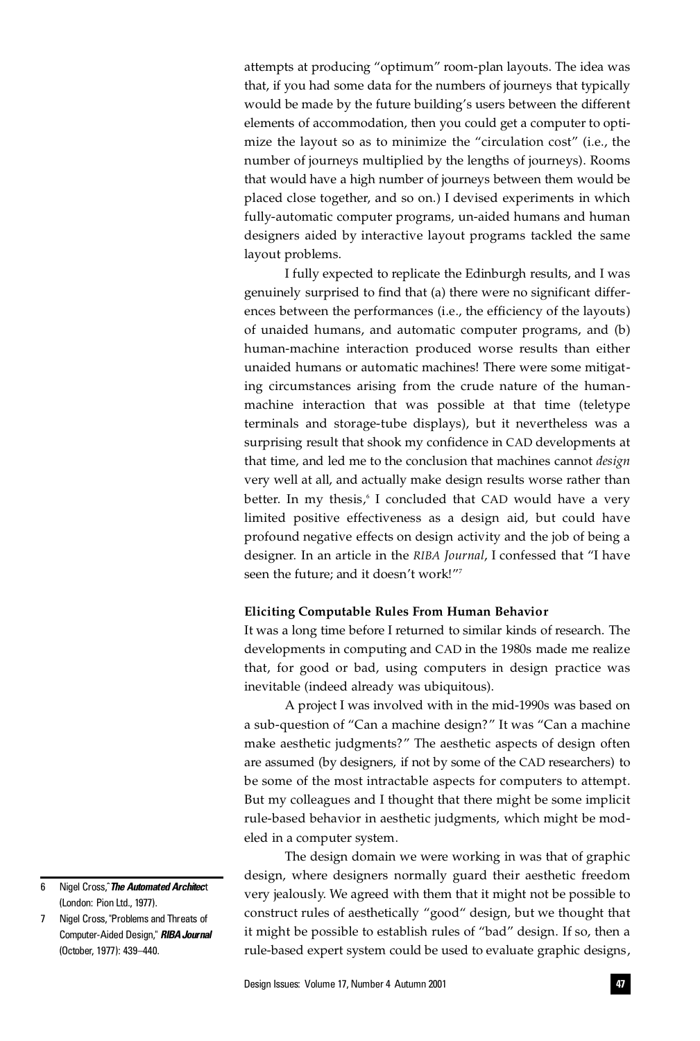attempts at producing "optimum" room-plan layouts. The idea was that, if you had some data for the numbers of journeys that typically would be made by the future building's users between the different elements of accommodation, then you could get a computer to optimize the layout so as to minimize the "circulation cost" (i.e., the number of journeys multiplied by the lengths of journeys). Rooms that would have a high number of journeys between them would be placed close together, and so on.) I devised experiments in which fully-automatic computer programs, un-aided humans and human designers aided by interactive layout programs tackled the same layout problems.

I fully expected to replicate the Edinburgh results, and I was genuinely surprised to find that (a) there were no significant differences between the performances (i.e., the efficiency of the layouts) of unaided humans, and automatic computer programs, and (b) human-machine interaction produced worse results than either unaided humans or automatic machines! There were some mitigating circumstances arising from the crude nature of the human-machine interaction that was possible at that time (teletype terminals and storage-tube displays), but it nevertheless was a surprising result that shook my confidence in CAD developments at that time, and led me to the conclusion that machines cannot *design* very well at all, and actually make design results worse rather than better. In my thesis,[6] I concluded that CAD would have a very limited positive effectiveness as a design aid, but could have profound negative effects on design activity and the job of being a designer. In an article in the *RIBA Journal*, I confessed that "I have seen the future; and it doesn't work!"[7]

### Eliciting Computable Rules From Human Behavior

It was a long time before I returned to similar kinds of research. The developments in computing and CAD in the 1980s made me realize that, for good or bad, using computers in design practice was inevitable (indeed already was ubiquitous).

A project I was involved with in the mid-1990s was based on a sub-question of "Can a machine design?" It was "Can a machine make aesthetic judgments?" The aesthetic aspects of design often are assumed (by designers, if not by some of the CAD researchers) to be some of the most intractable aspects for computers to attempt. But my colleagues and I thought that there might be some implicit rule-based behavior in aesthetic judgments, which might be modeled in a computer system.

The design domain we were working in was that of graphic design, where designers normally guard their aesthetic freedom very jealously. We agreed with them that it might not be possible to construct rules of aesthetically "good" design, but we thought that it might be possible to establish rules of "bad" design. If so, then a rule-based expert system could be used to evaluate graphic designs,

---

6 Nigel Cross, ***The Automated Architect*** (London: Pion Ltd., 1977).

7 Nigel Cross, "Problems and Threats of Computer-Aided Design," ***RIBA Journal*** (October, 1977): 439–440.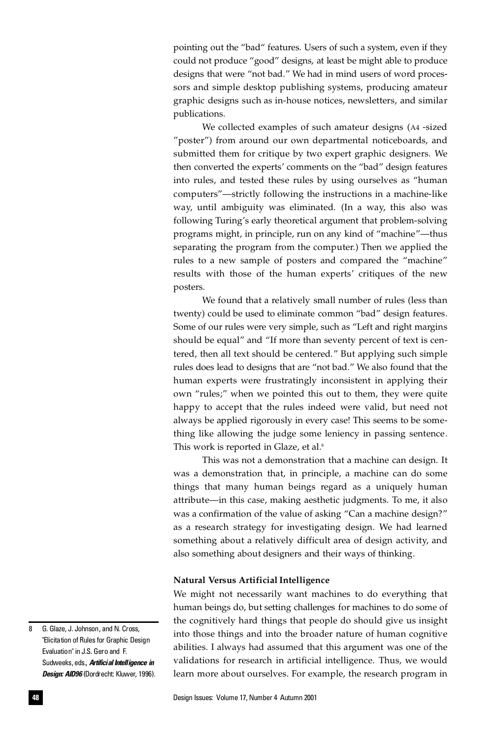pointing out the "bad" features. Users of such a system, even if they could not produce "good" designs, at least be might able to produce designs that were "not bad." We had in mind users of word processors and simple desktop publishing systems, producing amateur graphic designs such as in-house notices, newsletters, and similar publications.

We collected examples of such amateur designs (A4 -sized "poster") from around our own departmental noticeboards, and submitted them for critique by two expert graphic designers. We then converted the experts' comments on the "bad" design features into rules, and tested these rules by using ourselves as "human computers"—strictly following the instructions in a machine-like way, until ambiguity was eliminated. (In a way, this also was following Turing's early theoretical argument that problem-solving programs might, in principle, run on any kind of "machine"—thus separating the program from the computer.) Then we applied the rules to a new sample of posters and compared the "machine" results with those of the human experts' critiques of the new posters.

We found that a relatively small number of rules (less than twenty) could be used to eliminate common "bad" design features. Some of our rules were very simple, such as "Left and right margins should be equal" and "If more than seventy percent of text is centered, then all text should be centered." But applying such simple rules does lead to designs that are "not bad." We also found that the human experts were frustratingly inconsistent in applying their own "rules;" when we pointed this out to them, they were quite happy to accept that the rules indeed were valid, but need not always be applied rigorously in every case! This seems to be something like allowing the judge some leniency in passing sentence. This work is reported in Glaze, et al.[8]

This was not a demonstration that a machine can design. It was a demonstration that, in principle, a machine can do some things that many human beings regard as a uniquely human attribute—in this case, making aesthetic judgments. To me, it also was a confirmation of the value of asking "Can a machine design?" as a research strategy for investigating design. We had learned something about a relatively difficult area of design activity, and also something about designers and their ways of thinking.

**Natural Versus Artificial Intelligence**

We might not necessarily want machines to do everything that human beings do, but setting challenges for machines to do some of the cognitively hard things that people do should give us insight into those things and into the broader nature of human cognitive abilities. I always had assumed that this argument was one of the validations for research in artificial intelligence. Thus, we would learn more about ourselves. For example, the research program in

8 G. Glaze, J. Johnson, and N. Cross, "Elicitation of Rules for Graphic Design Evaluation" in J.S. Gero and F. Sudweeks, eds., ***Artificial Intelligence in Design: AID96*** (Dordrecht: Kluwer, 1996).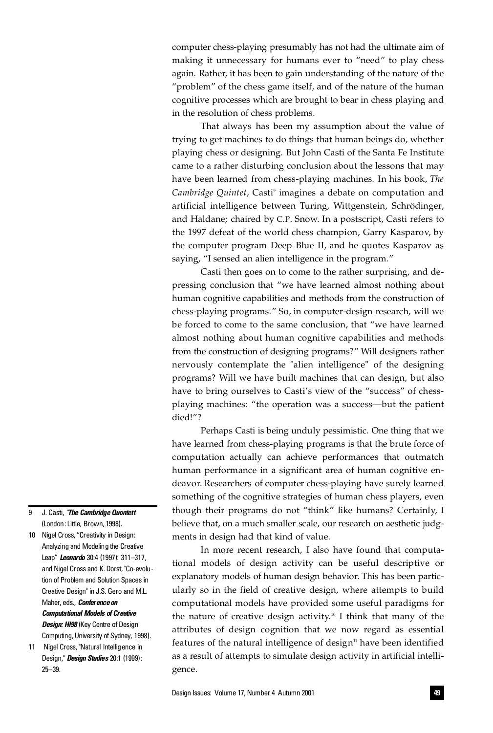computer chess-playing presumably has not had the ultimate aim of making it unnecessary for humans ever to "need" to play chess again. Rather, it has been to gain understanding of the nature of the "problem" of the chess game itself, and of the nature of the human cognitive processes which are brought to bear in chess playing and in the resolution of chess problems.

That always has been my assumption about the value of trying to get machines to do things that human beings do, whether playing chess or designing. But John Casti of the Santa Fe Institute came to a rather disturbing conclusion about the lessons that may have been learned from chess-playing machines. In his book, *The Cambridge Quintet*, Casti[9] imagines a debate on computation and artificial intelligence between Turing, Wittgenstein, Schrödinger, and Haldane; chaired by C.P. Snow. In a postscript, Casti refers to the 1997 defeat of the world chess champion, Garry Kasparov, by the computer program Deep Blue II, and he quotes Kasparov as saying, "I sensed an alien intelligence in the program."

Casti then goes on to come to the rather surprising, and depressing conclusion that "we have learned almost nothing about human cognitive capabilities and methods from the construction of chess-playing programs." So, in computer-design research, will we be forced to come to the same conclusion, that "we have learned almost nothing about human cognitive capabilities and methods from the construction of designing programs?" Will designers rather nervously contemplate the "alien intelligence" of the designing programs? Will we have built machines that can design, but also have to bring ourselves to Casti's view of the "success" of chess-playing machines: "the operation was a success—but the patient died!"?

Perhaps Casti is being unduly pessimistic. One thing that we have learned from chess-playing programs is that the brute force of computation actually can achieve performances that outmatch human performance in a significant area of human cognitive endeavor. Researchers of computer chess-playing have surely learned something of the cognitive strategies of human chess players, even though their programs do not "think" like humans? Certainly, I believe that, on a much smaller scale, our research on aesthetic judgments in design had that kind of value.

In more recent research, I also have found that computational models of design activity can be useful descriptive or explanatory models of human design behavior. This has been particularly so in the field of creative design, where attempts to build computational models have provided some useful paradigms for the nature of creative design activity.[10] I think that many of the attributes of design cognition that we now regard as essential features of the natural intelligence of design[11] have been identified as a result of attempts to simulate design activity in artificial intelligence.

---

9 J. Casti, "*The Cambridge Quontett*" (London: Little, Brown, 1998).

10 Nigel Cross, "Creativity in Design: Analyzing and Modeling the Creative Leap" ***Leonardo*** 30:4 (1997): 311–317, and Nigel Cross and K. Dorst, "Co-evolution of Problem and Solution Spaces in Creative Design" in J.S. Gero and M.L. Maher, eds., ***Conference on Computational Models of Creative Design: HI98*** (Key Centre of Design Computing, University of Sydney, 1998).

11 Nigel Cross, "Natural Intelligence in Design," ***Design Studies*** 20:1 (1999): 25–39.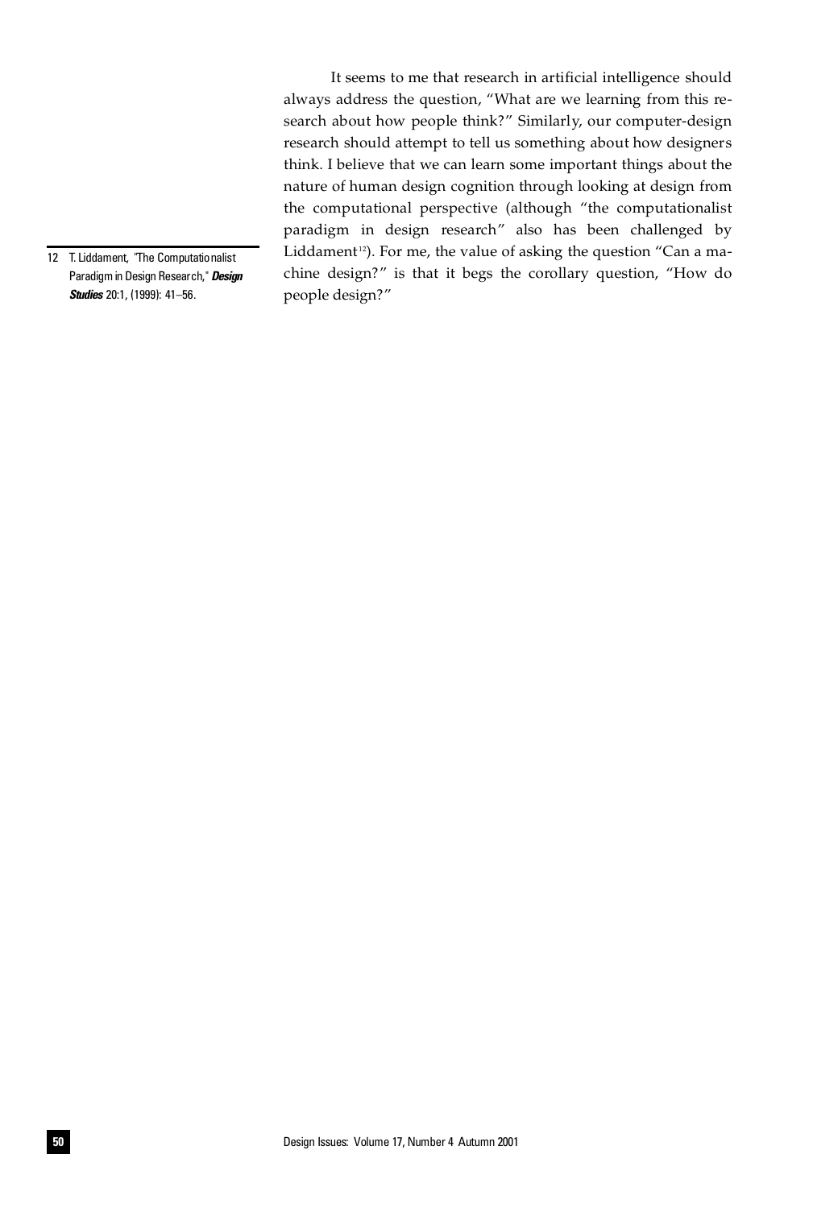It seems to me that research in artificial intelligence should always address the question, "What are we learning from this research about how people think?" Similarly, our computer-design research should attempt to tell us something about how designers think. I believe that we can learn some important things about the nature of human design cognition through looking at design from the computational perspective (although "the computationalist paradigm in design research" also has been challenged by Liddament[12]). For me, the value of asking the question "Can a machine design?" is that it begs the corollary question, "How do people design?"

12 T. Liddament, "The Computationalist Paradigm in Design Research," ***Design Studies*** 20:1, (1999): 41–56.